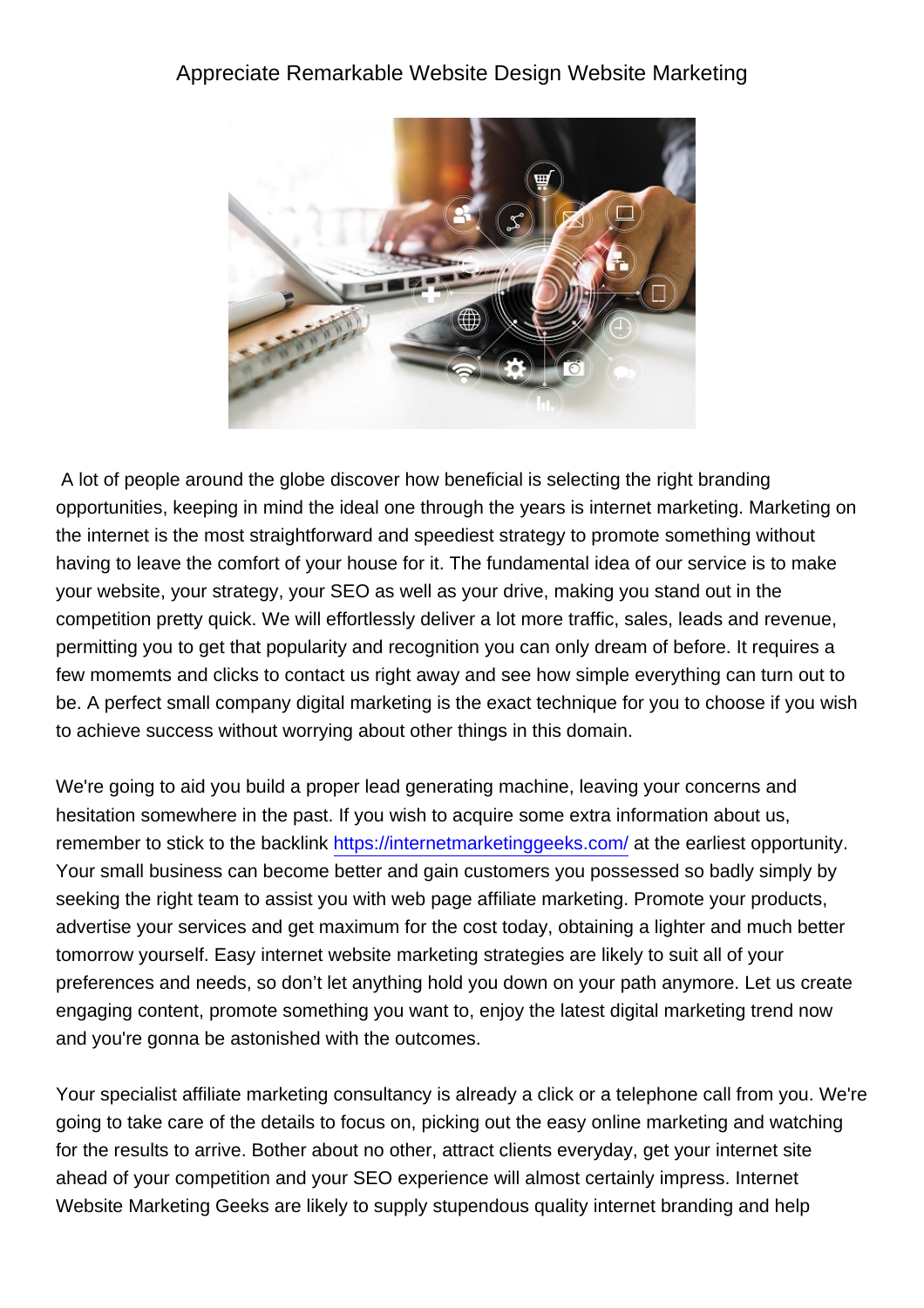# Appreciate Remarkable Website Design Website Marketing

A lot of people around the globe discover how beneficial is selecting the right branding opportunities, keeping in mind the ideal one through the years is internet marketing. Marketing on the internet is the most straightforward and speediest strategy to promote something without having to leave the comfort of your house for it. The fundamental idea of our service is to make your website, your strategy, your SEO as well as your drive, making you stand out in the competition pretty quick. We will effortlessly deliver a lot more traffic, sales, leads and revenue, permitting you to get that popularity and recognition you can only dream of before. It requires a few momemts and clicks to contact us right away and see how simple everything can turn out to be. A perfect small company digital marketing is the exact technique for you to choose if you wish to achieve success without worrying about other things in this domain.

We're going to aid you build a proper lead generating machine, leaving your concerns and hesitation somewhere in the past. If you wish to acquire some extra information about us, remember to stick to the backlink [https://internetmarketinggeeks.com/](https://internetmarketinggeeks.com/) at the earliest opportunity. Your small business can become better and gain customers you possessed so badly simply by seeking the right team to assist you with web page affiliate marketing. Promote your products, advertise your services and get maximum for the cost today, obtaining a lighter and much better tomorrow yourself. Easy internet website marketing strategies are likely to suit all of your preferences and needs, so don’t let anything hold you down on your path anymore. Let us create engaging content, promote something you want to, enjoy the latest digital marketing trend now and you're gonna be astonished with the outcomes.

Your specialist affiliate marketing consultancy is already a click or a telephone call from you. We're going to take care of the details to focus on, picking out the easy online marketing and watching for the results to arrive. Bother about no other, attract clients everyday, get your internet site ahead of your competition and your SEO experience will almost certainly impress. Internet Website Marketing Geeks are likely to supply stupendous quality internet branding and help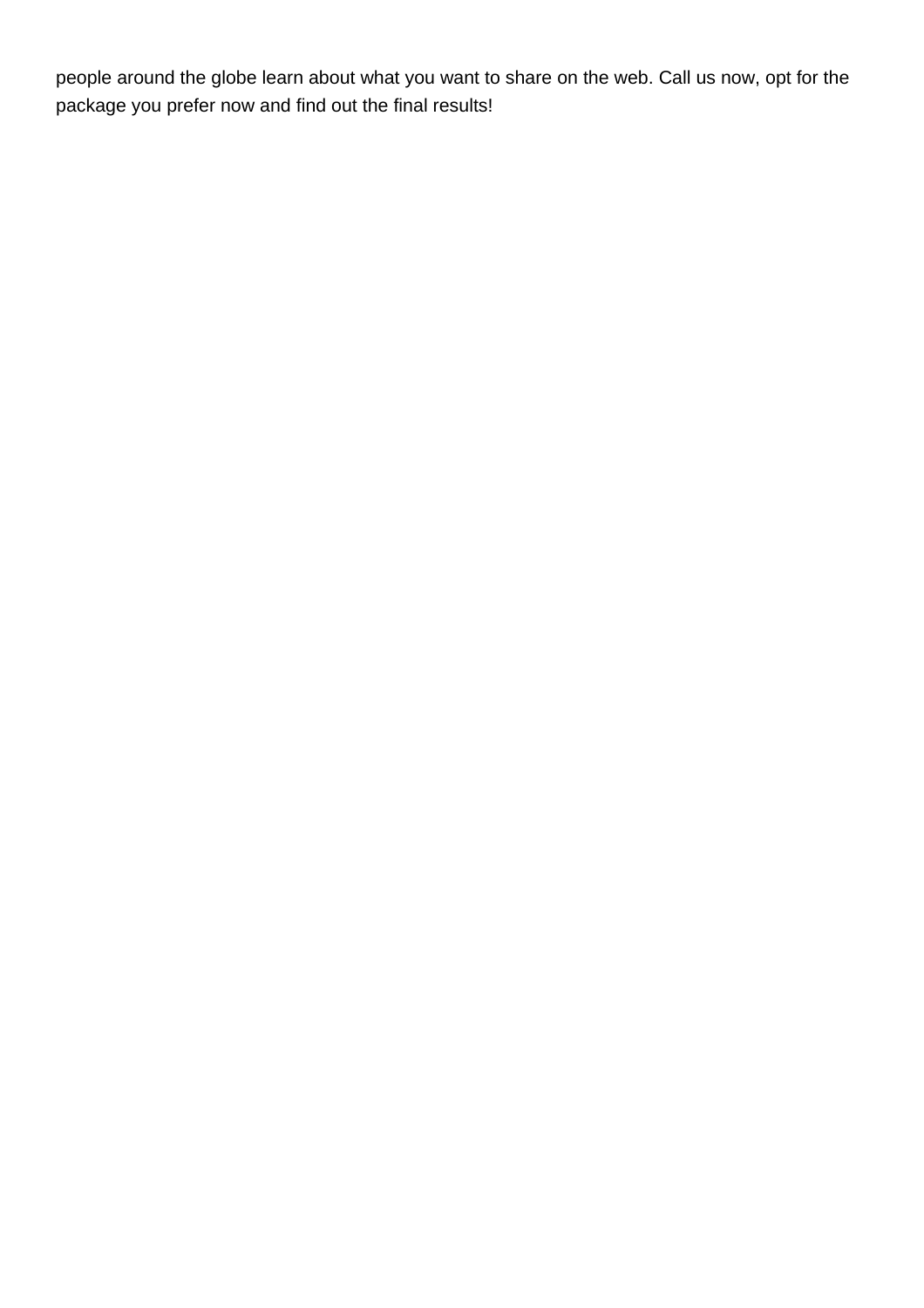people around the globe learn about what you want to share on the web. Call us now, opt for the package you prefer now and find out the final results!